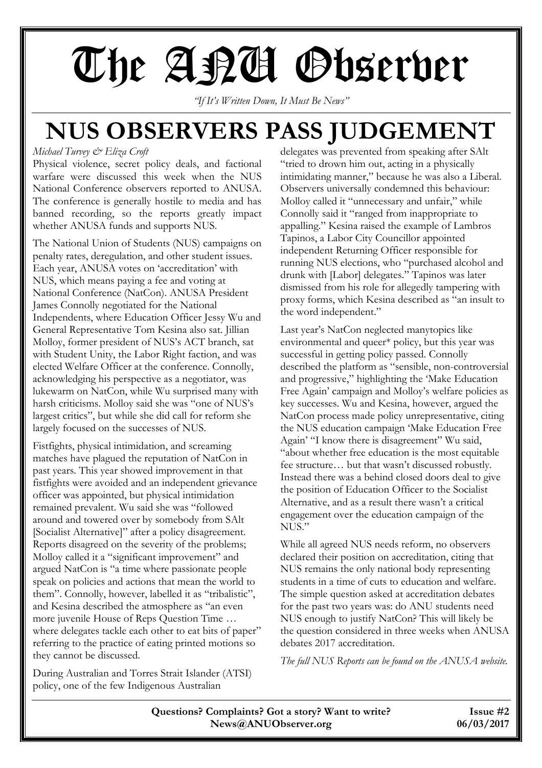# The ANU Observer

*"If It's Written Down, It Must Be News"*

# NUS OBSERVERS PASS JUDGEMENT

*Michael Turvey & Eliza Croft*

Physical violence, secret policy deals, and factional warfare were discussed this week when the NUS National Conference observers reported to ANUSA. The conference is generally hostile to media and has banned recording, so the reports greatly impact whether ANUSA funds and supports NUS.

The National Union of Students (NUS) campaigns on penalty rates, deregulation, and other student issues. Each year, ANUSA votes on 'accreditation' with NUS, which means paying a fee and voting at National Conference (NatCon). ANUSA President James Connolly negotiated for the National Independents, where Education Officer Jessy Wu and General Representative Tom Kesina also sat. Jillian Molloy, former president of NUS's ACT branch, sat with Student Unity, the Labor Right faction, and was elected Welfare Officer at the conference. Connolly, acknowledging his perspective as a negotiator, was lukewarm on NatCon, while Wu surprised many with harsh criticisms. Molloy said she was "one of NUS's largest critics", but while she did call for reform she largely focused on the successes of NUS.

Fistfights, physical intimidation, and screaming matches have plagued the reputation of NatCon in past years. This year showed improvement in that fistfights were avoided and an independent grievance officer was appointed, but physical intimidation remained prevalent. Wu said she was "followed around and towered over by somebody from SAlt [Socialist Alternative]" after a policy disagreement. Reports disagreed on the severity of the problems; Molloy called it a "significant improvement" and argued NatCon is "a time where passionate people speak on policies and actions that mean the world to them". Connolly, however, labelled it as "tribalistic", and Kesina described the atmosphere as "an even more juvenile House of Reps Question Time … where delegates tackle each other to eat bits of paper" referring to the practice of eating printed motions so they cannot be discussed.

During Australian and Torres Strait Islander (ATSI) policy, one of the few Indigenous Australian delegates was prevented from speaking after SAlt "tried to drown him out, acting in a physically intimidating manner," because he was also a Liberal. Observers universally condemned this behaviour: Molloy called it "unnecessary and unfair," while Connolly said it "ranged from inappropriate to appalling." Kesina raised the example of Lambros Tapinos, a Labor City Councillor appointed independent Returning Officer responsible for running NUS elections, who "purchased alcohol and drunk with [Labor] delegates." Tapinos was later dismissed from his role for allegedly tampering with proxy forms, which Kesina described as "an insult to the word independent."

Last year's NatCon neglected manytopics like environmental and queer* policy, but this year was successful in getting policy passed. Connolly described the platform as "sensible, non-controversial and progressive," highlighting the 'Make Education Free Again' campaign and Molloy's welfare policies as key successes. Wu and Kesina, however, argued the NatCon process made policy unrepresentative, citing the NUS education campaign 'Make Education Free Again' "I know there is disagreement" Wu said, "about whether free education is the most equitable fee structure… but that wasn't discussed robustly. Instead there was a behind closed doors deal to give the position of Education Officer to the Socialist Alternative, and as a result there wasn't a critical engagement over the education campaign of the NUS."

While all agreed NUS needs reform, no observers declared their position on accreditation, citing that NUS remains the only national body representing students in a time of cuts to education and welfare. The simple question asked at accreditation debates for the past two years was: do ANU students need NUS enough to justify NatCon? This will likely be the question considered in three weeks when ANUSA debates 2017 accreditation.

*The full NUS Reports can be found on the ANUSA website.*

**Questions? Complaints? Got a story? Want to write?**
**News@ANUObserver.org**

**Issue #2**
**06/03/2017**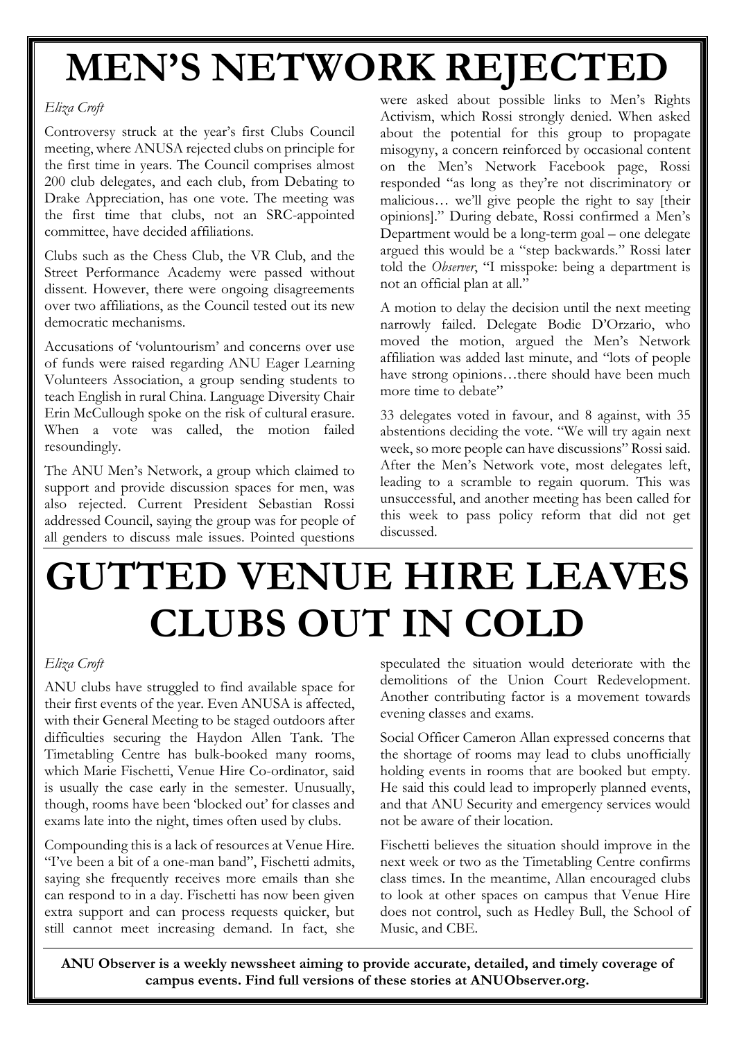# MEN'S NETWORK REJECTED

*Eliza Croft*

Controversy struck at the year's first Clubs Council meeting, where ANUSA rejected clubs on principle for the first time in years. The Council comprises almost 200 club delegates, and each club, from Debating to Drake Appreciation, has one vote. The meeting was the first time that clubs, not an SRC-appointed committee, have decided affiliations.

Clubs such as the Chess Club, the VR Club, and the Street Performance Academy were passed without dissent. However, there were ongoing disagreements over two affiliations, as the Council tested out its new democratic mechanisms.

Accusations of 'voluntourism' and concerns over use of funds were raised regarding ANU Eager Learning Volunteers Association, a group sending students to teach English in rural China. Language Diversity Chair Erin McCullough spoke on the risk of cultural erasure. When a vote was called, the motion failed resoundingly.

The ANU Men's Network, a group which claimed to support and provide discussion spaces for men, was also rejected. Current President Sebastian Rossi addressed Council, saying the group was for people of all genders to discuss male issues. Pointed questions were asked about possible links to Men's Rights Activism, which Rossi strongly denied. When asked about the potential for this group to propagate misogyny, a concern reinforced by occasional content on the Men's Network Facebook page, Rossi responded "as long as they're not discriminatory or malicious… we'll give people the right to say [their opinions]." During debate, Rossi confirmed a Men's Department would be a long-term goal – one delegate argued this would be a "step backwards." Rossi later told the *Observer*, "I misspoke: being a department is not an official plan at all."

A motion to delay the decision until the next meeting narrowly failed. Delegate Bodie D'Orzario, who moved the motion, argued the Men's Network affiliation was added last minute, and "lots of people have strong opinions…there should have been much more time to debate"

33 delegates voted in favour, and 8 against, with 35 abstentions deciding the vote. "We will try again next week, so more people can have discussions" Rossi said. After the Men's Network vote, most delegates left, leading to a scramble to regain quorum. This was unsuccessful, and another meeting has been called for this week to pass policy reform that did not get discussed.

# GUTTED VENUE HIRE LEAVES CLUBS OUT IN COLD

*Eliza Croft*

ANU clubs have struggled to find available space for their first events of the year. Even ANUSA is affected, with their General Meeting to be staged outdoors after difficulties securing the Haydon Allen Tank. The Timetabling Centre has bulk-booked many rooms, which Marie Fischetti, Venue Hire Co-ordinator, said is usually the case early in the semester. Unusually, though, rooms have been 'blocked out' for classes and exams late into the night, times often used by clubs.

Compounding this is a lack of resources at Venue Hire. "I've been a bit of a one-man band", Fischetti admits, saying she frequently receives more emails than she can respond to in a day. Fischetti has now been given extra support and can process requests quicker, but still cannot meet increasing demand. In fact, she speculated the situation would deteriorate with the demolitions of the Union Court Redevelopment. Another contributing factor is a movement towards evening classes and exams.

Social Officer Cameron Allan expressed concerns that the shortage of rooms may lead to clubs unofficially holding events in rooms that are booked but empty. He said this could lead to improperly planned events, and that ANU Security and emergency services would not be aware of their location.

Fischetti believes the situation should improve in the next week or two as the Timetabling Centre confirms class times. In the meantime, Allan encouraged clubs to look at other spaces on campus that Venue Hire does not control, such as Hedley Bull, the School of Music, and CBE.

**ANU Observer is a weekly newssheet aiming to provide accurate, detailed, and timely coverage of campus events. Find full versions of these stories at ANUObserver.org.**